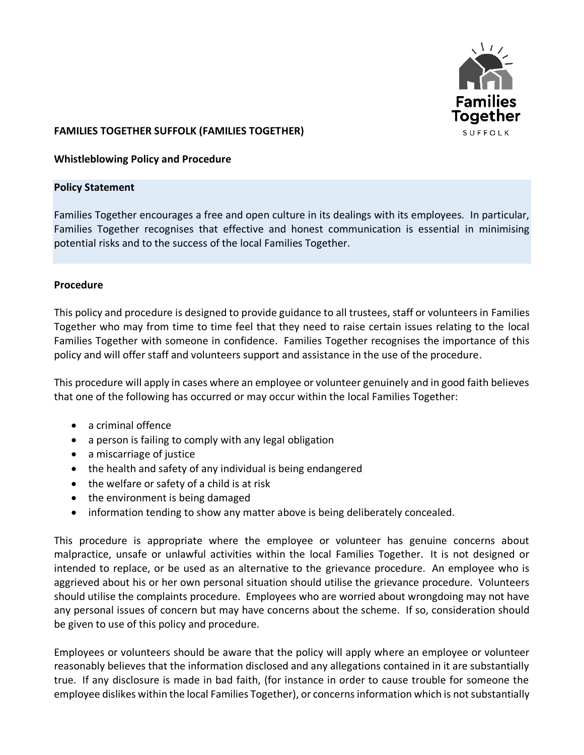**FAMILIES TOGETHER SUFFOLK (FAMILIES TOGETHER)**

**Whistleblowing Policy and Procedure**

**Policy Statement**

Families Together encourages a free and open culture in its dealings with its employees. In particular, Families Together recognises that effective and honest communication is essential in minimising potential risks and to the success of the local Families Together.

**Procedure**

This policy and procedure is designed to provide guidance to all trustees, staff or volunteers in Families Together who may from time to time feel that they need to raise certain issues relating to the local Families Together with someone in confidence. Families Together recognises the importance of this policy and will offer staff and volunteers support and assistance in the use of the procedure.

This procedure will apply in cases where an employee or volunteer genuinely and in good faith believes that one of the following has occurred or may occur within the local Families Together:

- a criminal offence
- a person is failing to comply with any legal obligation
- a miscarriage of justice
- the health and safety of any individual is being endangered
- the welfare or safety of a child is at risk
- the environment is being damaged
- information tending to show any matter above is being deliberately concealed.

This procedure is appropriate where the employee or volunteer has genuine concerns about malpractice, unsafe or unlawful activities within the local Families Together. It is not designed or intended to replace, or be used as an alternative to the grievance procedure. An employee who is aggrieved about his or her own personal situation should utilise the grievance procedure. Volunteers should utilise the complaints procedure. Employees who are worried about wrongdoing may not have any personal issues of concern but may have concerns about the scheme. If so, consideration should be given to use of this policy and procedure.

Employees or volunteers should be aware that the policy will apply where an employee or volunteer reasonably believes that the information disclosed and any allegations contained in it are substantially true. If any disclosure is made in bad faith, (for instance in order to cause trouble for someone the employee dislikes within the local Families Together), or concerns information which is not substantially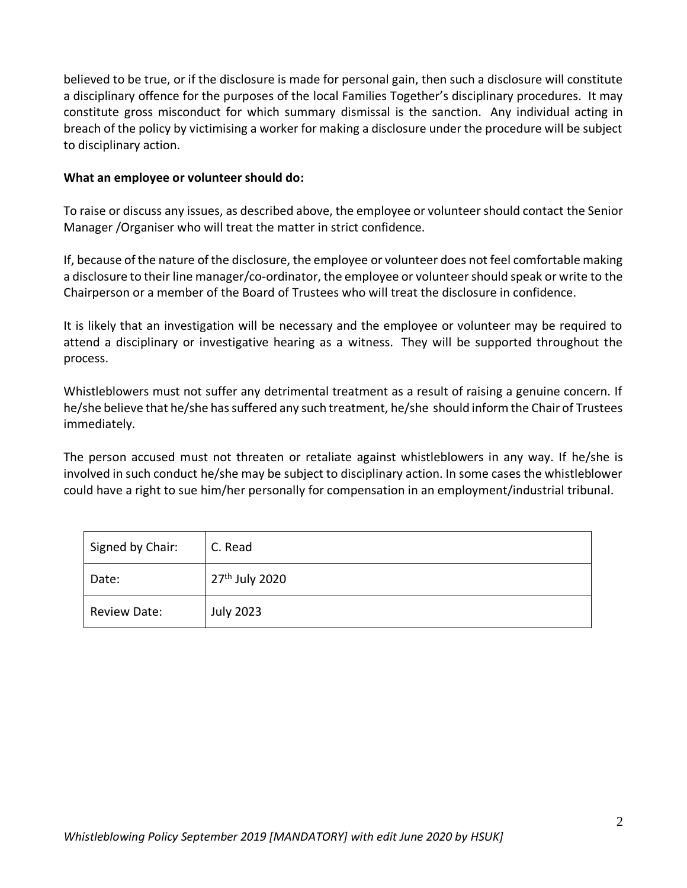believed to be true, or if the disclosure is made for personal gain, then such a disclosure will constitute a disciplinary offence for the purposes of the local Families Together's disciplinary procedures. It may constitute gross misconduct for which summary dismissal is the sanction. Any individual acting in breach of the policy by victimising a worker for making a disclosure under the procedure will be subject to disciplinary action.

**What an employee or volunteer should do:**

To raise or discuss any issues, as described above, the employee or volunteer should contact the Senior Manager /Organiser who will treat the matter in strict confidence.

If, because of the nature of the disclosure, the employee or volunteer does not feel comfortable making a disclosure to their line manager/co-ordinator, the employee or volunteer should speak or write to the Chairperson or a member of the Board of Trustees who will treat the disclosure in confidence.

It is likely that an investigation will be necessary and the employee or volunteer may be required to attend a disciplinary or investigative hearing as a witness. They will be supported throughout the process.

Whistleblowers must not suffer any detrimental treatment as a result of raising a genuine concern. If he/she believe that he/she has suffered any such treatment, he/she should inform the Chair of Trustees immediately.

The person accused must not threaten or retaliate against whistleblowers in any way. If he/she is involved in such conduct he/she may be subject to disciplinary action. In some cases the whistleblower could have a right to sue him/her personally for compensation in an employment/industrial tribunal.

| | |
|---|---|
| Signed by Chair: | C. Read |
| Date: | 27th July 2020 |
| Review Date: | July 2023 |

*Whistleblowing Policy September 2019 [MANDATORY] with edit June 2020 by HSUK]*